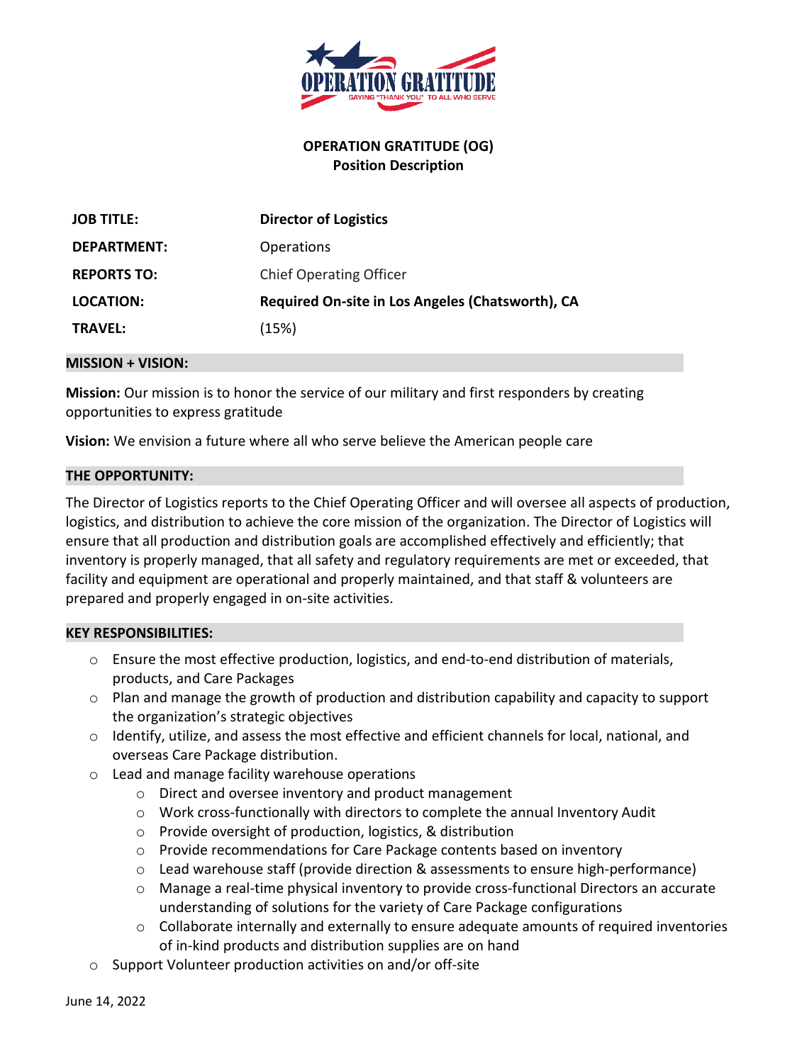**OPERATION GRATITUDE (OG)**
**Position Description**

| | |
|---|---|
| **JOB TITLE:** | **Director of Logistics** |
| **DEPARTMENT:** | Operations |
| **REPORTS TO:** | Chief Operating Officer |
| **LOCATION:** | **Required On-site in Los Angeles (Chatsworth), CA** |
| **TRAVEL:** | (15%) |

## MISSION + VISION:

**Mission:** Our mission is to honor the service of our military and first responders by creating opportunities to express gratitude

**Vision:** We envision a future where all who serve believe the American people care

## THE OPPORTUNITY:

The Director of Logistics reports to the Chief Operating Officer and will oversee all aspects of production, logistics, and distribution to achieve the core mission of the organization. The Director of Logistics will ensure that all production and distribution goals are accomplished effectively and efficiently; that inventory is properly managed, that all safety and regulatory requirements are met or exceeded, that facility and equipment are operational and properly maintained, and that staff & volunteers are prepared and properly engaged in on-site activities.

## KEY RESPONSIBILITIES:

- Ensure the most effective production, logistics, and end-to-end distribution of materials, products, and Care Packages
- Plan and manage the growth of production and distribution capability and capacity to support the organization's strategic objectives
- Identify, utilize, and assess the most effective and efficient channels for local, national, and overseas Care Package distribution.
- Lead and manage facility warehouse operations
  - Direct and oversee inventory and product management
  - Work cross-functionally with directors to complete the annual Inventory Audit
  - Provide oversight of production, logistics, & distribution
  - Provide recommendations for Care Package contents based on inventory
  - Lead warehouse staff (provide direction & assessments to ensure high-performance)
  - Manage a real-time physical inventory to provide cross-functional Directors an accurate understanding of solutions for the variety of Care Package configurations
  - Collaborate internally and externally to ensure adequate amounts of required inventories of in-kind products and distribution supplies are on hand
- Support Volunteer production activities on and/or off-site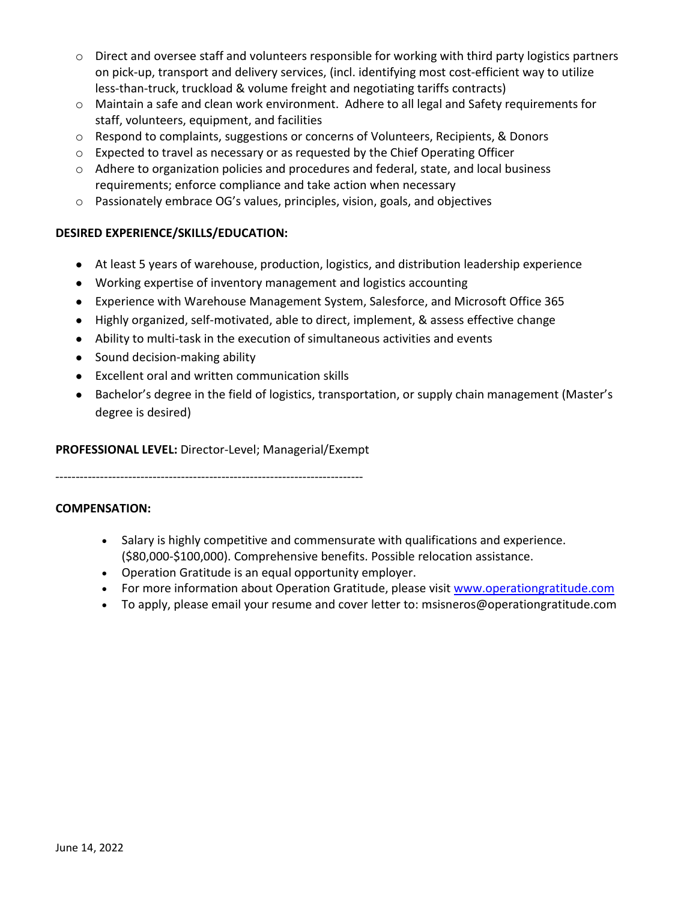- Direct and oversee staff and volunteers responsible for working with third party logistics partners on pick-up, transport and delivery services, (incl. identifying most cost-efficient way to utilize less-than-truck, truckload & volume freight and negotiating tariffs contracts)
- Maintain a safe and clean work environment. Adhere to all legal and Safety requirements for staff, volunteers, equipment, and facilities
- Respond to complaints, suggestions or concerns of Volunteers, Recipients, & Donors
- Expected to travel as necessary or as requested by the Chief Operating Officer
- Adhere to organization policies and procedures and federal, state, and local business requirements; enforce compliance and take action when necessary
- Passionately embrace OG's values, principles, vision, goals, and objectives

**DESIRED EXPERIENCE/SKILLS/EDUCATION:**

- At least 5 years of warehouse, production, logistics, and distribution leadership experience
- Working expertise of inventory management and logistics accounting
- Experience with Warehouse Management System, Salesforce, and Microsoft Office 365
- Highly organized, self-motivated, able to direct, implement, & assess effective change
- Ability to multi-task in the execution of simultaneous activities and events
- Sound decision-making ability
- Excellent oral and written communication skills
- Bachelor's degree in the field of logistics, transportation, or supply chain management (Master's degree is desired)

**PROFESSIONAL LEVEL:** Director-Level; Managerial/Exempt

---

**COMPENSATION:**

- Salary is highly competitive and commensurate with qualifications and experience. ($80,000-$100,000). Comprehensive benefits. Possible relocation assistance.
- Operation Gratitude is an equal opportunity employer.
- For more information about Operation Gratitude, please visit www.operationgratitude.com
- To apply, please email your resume and cover letter to: msisneros@operationgratitude.com

June 14, 2022